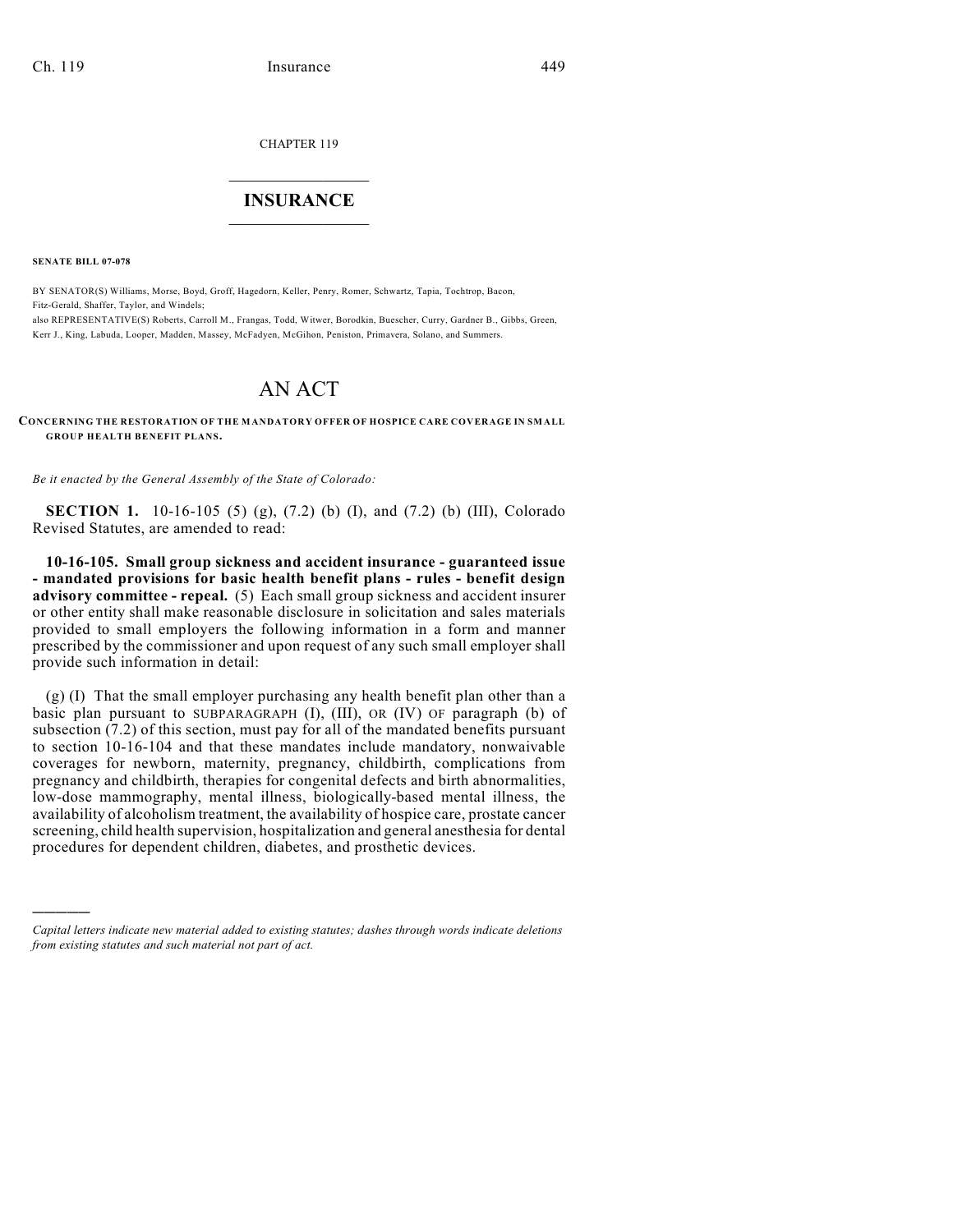CHAPTER 119

# INSURANCE

**SENATE BILL 07-078**

BY SENATOR(S) Williams, Morse, Boyd, Groff, Hagedorn, Keller, Penry, Romer, Schwartz, Tapia, Tochtrop, Bacon, Fitz-Gerald, Shaffer, Taylor, and Windels;
also REPRESENTATIVE(S) Roberts, Carroll M., Frangas, Todd, Witwer, Borodkin, Buescher, Curry, Gardner B., Gibbs, Green, Kerr J., King, Labuda, Looper, Madden, Massey, McFadyen, McGihon, Peniston, Primavera, Solano, and Summers.

# AN ACT

**CONCERNING THE RESTORATION OF THE MANDATORY OFFER OF HOSPICE CARE COVERAGE IN SMALL GROUP HEALTH BENEFIT PLANS.**

*Be it enacted by the General Assembly of the State of Colorado:*

**SECTION 1.** 10-16-105 (5) (g), (7.2) (b) (I), and (7.2) (b) (III), Colorado Revised Statutes, are amended to read:

**10-16-105. Small group sickness and accident insurance - guaranteed issue - mandated provisions for basic health benefit plans - rules - benefit design advisory committee - repeal.** (5) Each small group sickness and accident insurer or other entity shall make reasonable disclosure in solicitation and sales materials provided to small employers the following information in a form and manner prescribed by the commissioner and upon request of any such small employer shall provide such information in detail:

(g) (I) That the small employer purchasing any health benefit plan other than a basic plan pursuant to SUBPARAGRAPH (I), (III), OR (IV) OF paragraph (b) of subsection (7.2) of this section, must pay for all of the mandated benefits pursuant to section 10-16-104 and that these mandates include mandatory, nonwaivable coverages for newborn, maternity, pregnancy, childbirth, complications from pregnancy and childbirth, therapies for congenital defects and birth abnormalities, low-dose mammography, mental illness, biologically-based mental illness, the availability of alcoholism treatment, the availability of hospice care, prostate cancer screening, child health supervision, hospitalization and general anesthesia for dental procedures for dependent children, diabetes, and prosthetic devices.

---

*Capital letters indicate new material added to existing statutes; dashes through words indicate deletions from existing statutes and such material not part of act.*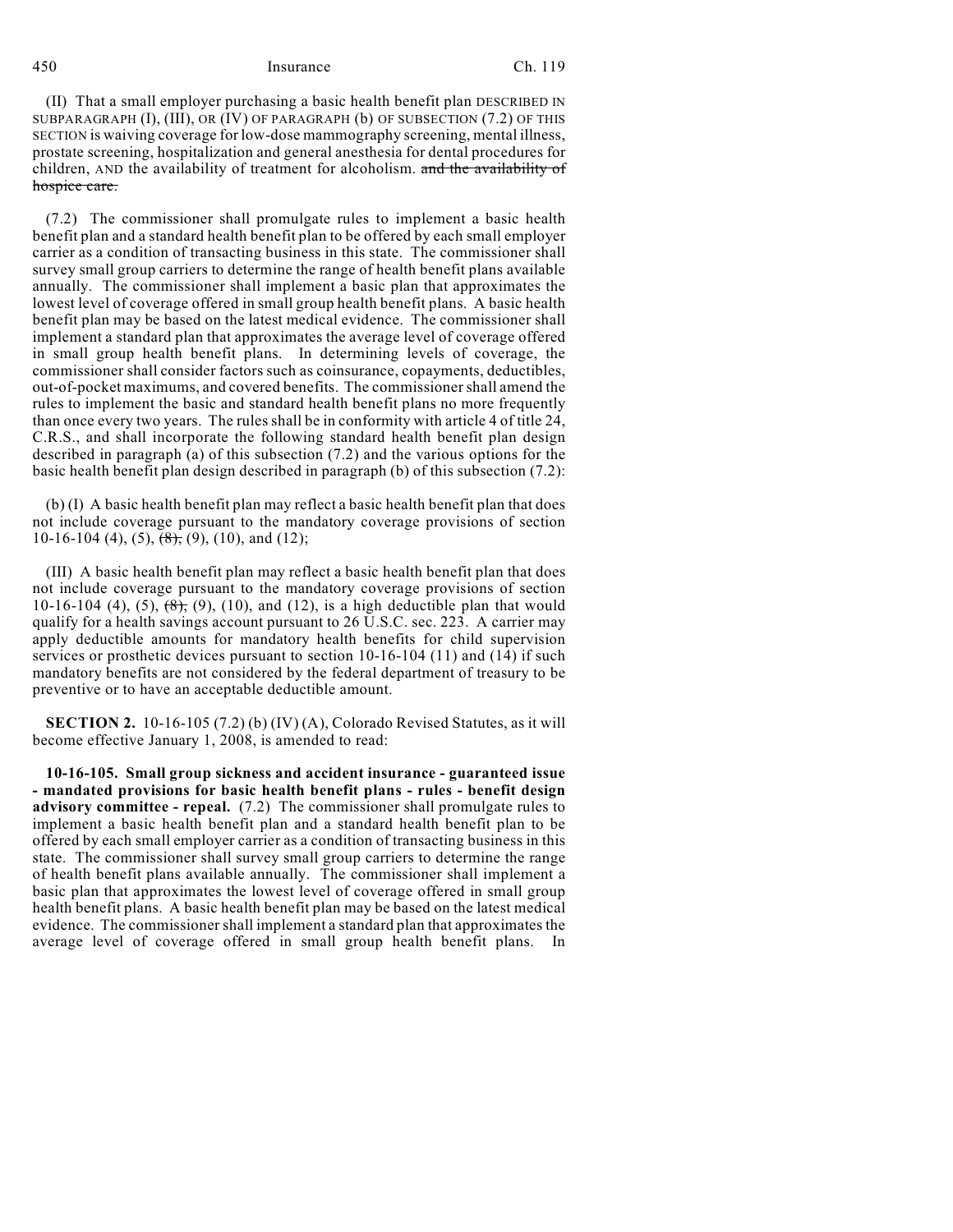(II) That a small employer purchasing a basic health benefit plan DESCRIBED IN SUBPARAGRAPH (I), (III), OR (IV) OF PARAGRAPH (b) OF SUBSECTION (7.2) OF THIS SECTION is waiving coverage for low-dose mammography screening, mental illness, prostate screening, hospitalization and general anesthesia for dental procedures for children, AND the availability of treatment for alcoholism. ~~and the availability of hospice care.~~

(7.2) The commissioner shall promulgate rules to implement a basic health benefit plan and a standard health benefit plan to be offered by each small employer carrier as a condition of transacting business in this state. The commissioner shall survey small group carriers to determine the range of health benefit plans available annually. The commissioner shall implement a basic plan that approximates the lowest level of coverage offered in small group health benefit plans. A basic health benefit plan may be based on the latest medical evidence. The commissioner shall implement a standard plan that approximates the average level of coverage offered in small group health benefit plans. In determining levels of coverage, the commissioner shall consider factors such as coinsurance, copayments, deductibles, out-of-pocket maximums, and covered benefits. The commissioner shall amend the rules to implement the basic and standard health benefit plans no more frequently than once every two years. The rules shall be in conformity with article 4 of title 24, C.R.S., and shall incorporate the following standard health benefit plan design described in paragraph (a) of this subsection (7.2) and the various options for the basic health benefit plan design described in paragraph (b) of this subsection (7.2):

(b) (I) A basic health benefit plan may reflect a basic health benefit plan that does not include coverage pursuant to the mandatory coverage provisions of section 10-16-104 (4), (5), ~~(8),~~ (9), (10), and (12);

(III) A basic health benefit plan may reflect a basic health benefit plan that does not include coverage pursuant to the mandatory coverage provisions of section 10-16-104 (4), (5), ~~(8),~~ (9), (10), and (12), is a high deductible plan that would qualify for a health savings account pursuant to 26 U.S.C. sec. 223. A carrier may apply deductible amounts for mandatory health benefits for child supervision services or prosthetic devices pursuant to section 10-16-104 (11) and (14) if such mandatory benefits are not considered by the federal department of treasury to be preventive or to have an acceptable deductible amount.

**SECTION 2.** 10-16-105 (7.2) (b) (IV) (A), Colorado Revised Statutes, as it will become effective January 1, 2008, is amended to read:

**10-16-105. Small group sickness and accident insurance - guaranteed issue - mandated provisions for basic health benefit plans - rules - benefit design advisory committee - repeal.** (7.2) The commissioner shall promulgate rules to implement a basic health benefit plan and a standard health benefit plan to be offered by each small employer carrier as a condition of transacting business in this state. The commissioner shall survey small group carriers to determine the range of health benefit plans available annually. The commissioner shall implement a basic plan that approximates the lowest level of coverage offered in small group health benefit plans. A basic health benefit plan may be based on the latest medical evidence. The commissioner shall implement a standard plan that approximates the average level of coverage offered in small group health benefit plans. In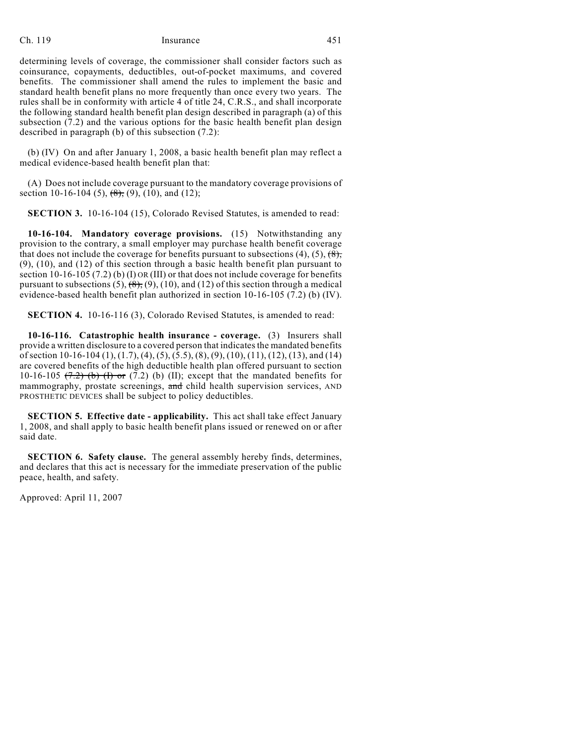determining levels of coverage, the commissioner shall consider factors such as coinsurance, copayments, deductibles, out-of-pocket maximums, and covered benefits. The commissioner shall amend the rules to implement the basic and standard health benefit plans no more frequently than once every two years. The rules shall be in conformity with article 4 of title 24, C.R.S., and shall incorporate the following standard health benefit plan design described in paragraph (a) of this subsection (7.2) and the various options for the basic health benefit plan design described in paragraph (b) of this subsection (7.2):

(b) (IV) On and after January 1, 2008, a basic health benefit plan may reflect a medical evidence-based health benefit plan that:

(A) Does not include coverage pursuant to the mandatory coverage provisions of section 10-16-104 (5), ~~(8),~~ (9), (10), and (12);

**SECTION 3.** 10-16-104 (15), Colorado Revised Statutes, is amended to read:

**10-16-104. Mandatory coverage provisions.** (15) Notwithstanding any provision to the contrary, a small employer may purchase health benefit coverage that does not include the coverage for benefits pursuant to subsections (4), (5), ~~(8),~~ (9), (10), and (12) of this section through a basic health benefit plan pursuant to section 10-16-105 (7.2) (b) (I) OR (III) or that does not include coverage for benefits pursuant to subsections (5), ~~(8),~~ (9), (10), and (12) of this section through a medical evidence-based health benefit plan authorized in section 10-16-105 (7.2) (b) (IV).

**SECTION 4.** 10-16-116 (3), Colorado Revised Statutes, is amended to read:

**10-16-116. Catastrophic health insurance - coverage.** (3) Insurers shall provide a written disclosure to a covered person that indicates the mandated benefits of section 10-16-104 (1), (1.7), (4), (5), (5.5), (8), (9), (10), (11), (12), (13), and (14) are covered benefits of the high deductible health plan offered pursuant to section 10-16-105 ~~(7.2) (b) (I) or~~ (7.2) (b) (II); except that the mandated benefits for mammography, prostate screenings, ~~and~~ child health supervision services, AND PROSTHETIC DEVICES shall be subject to policy deductibles.

**SECTION 5. Effective date - applicability.** This act shall take effect January 1, 2008, and shall apply to basic health benefit plans issued or renewed on or after said date.

**SECTION 6. Safety clause.** The general assembly hereby finds, determines, and declares that this act is necessary for the immediate preservation of the public peace, health, and safety.

Approved: April 11, 2007